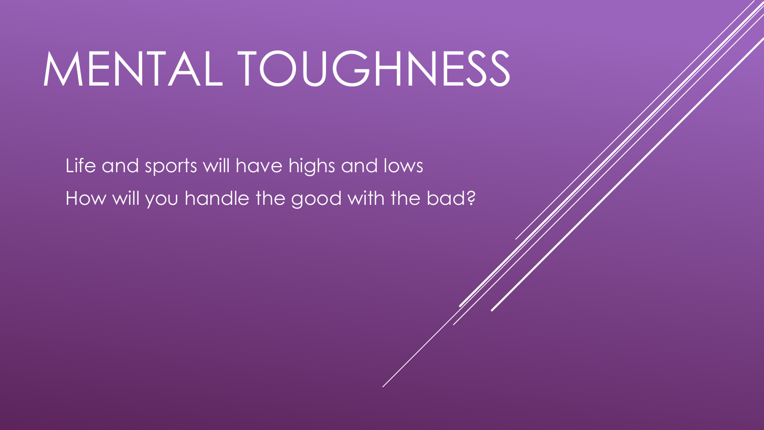# MENTAL TOUGHNESS

Life and sports will have highs and lows

How will you handle the good with the bad?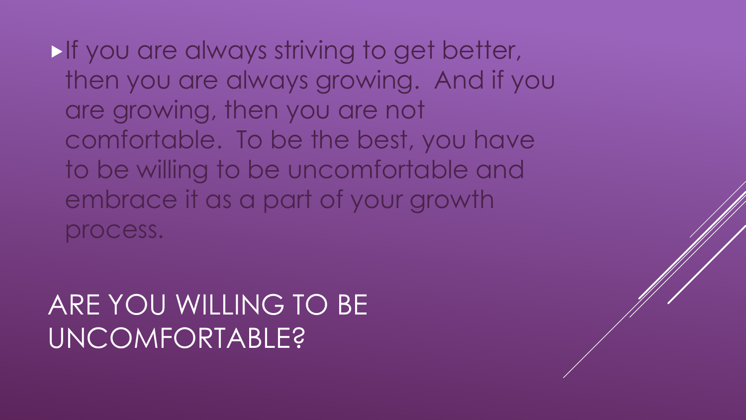- If you are always striving to get better, then you are always growing. And if you are growing, then you are not comfortable. To be the best, you have to be willing to be uncomfortable and embrace it as a part of your growth process.

# ARE YOU WILLING TO BE UNCOMFORTABLE?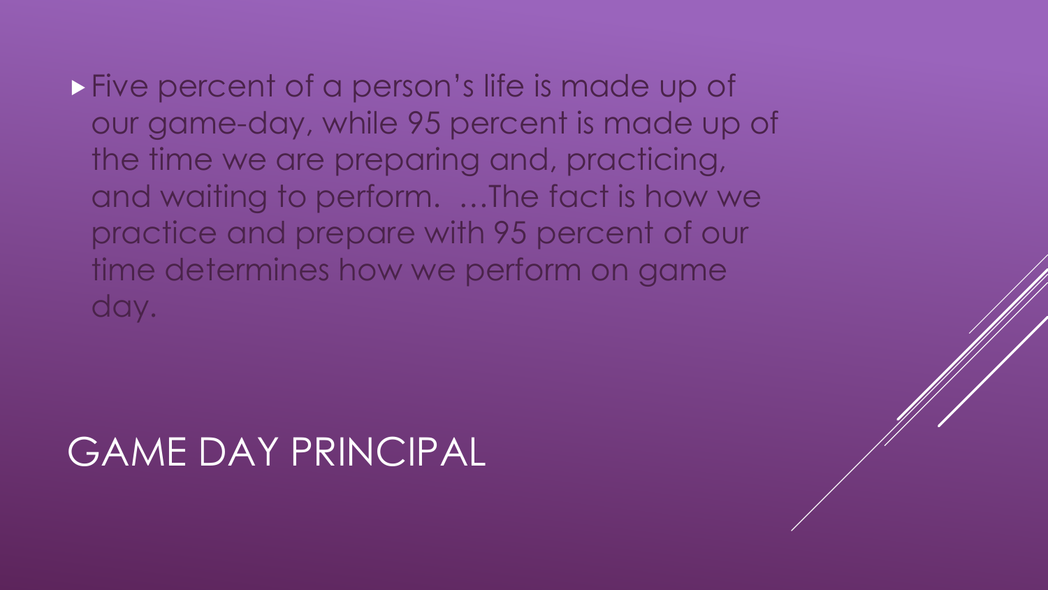# GAME DAY PRINCIPAL

- Five percent of a person's life is made up of our game-day, while 95 percent is made up of the time we are preparing and, practicing, and waiting to perform. …The fact is how we practice and prepare with 95 percent of our time determines how we perform on game day.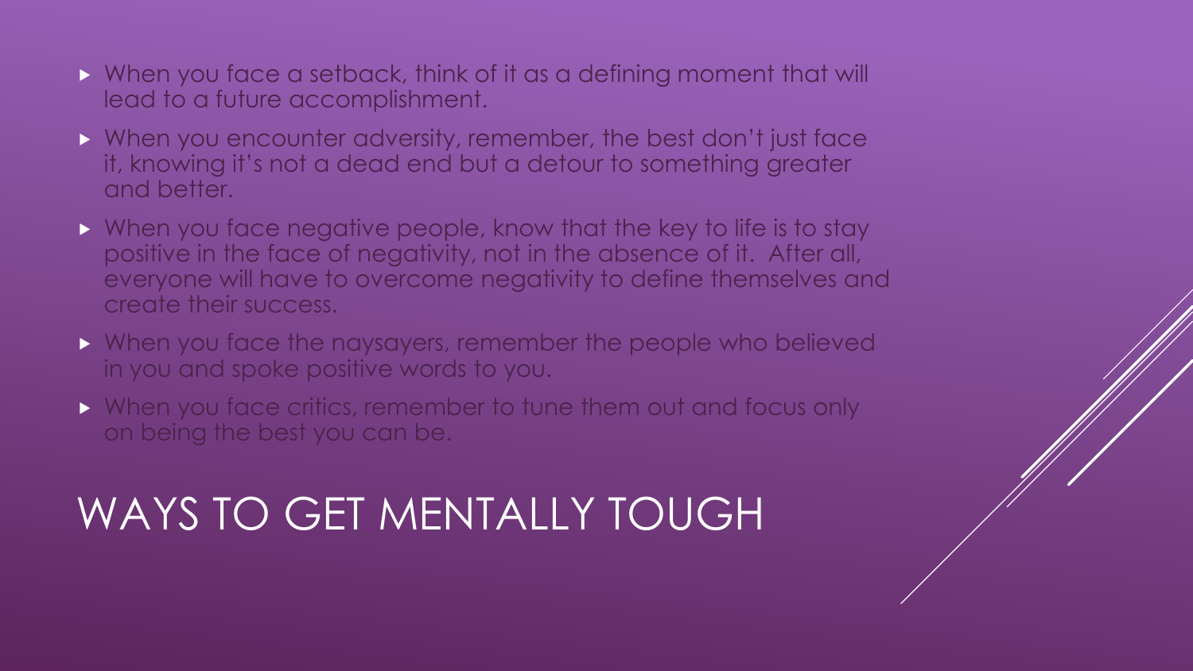# WAYS TO GET MENTALLY TOUGH

- When you face a setback, think of it as a defining moment that will lead to a future accomplishment.
- When you encounter adversity, remember, the best don't just face it, knowing it's not a dead end but a detour to something greater and better.
- When you face negative people, know that the key to life is to stay positive in the face of negativity, not in the absence of it. After all, everyone will have to overcome negativity to define themselves and create their success.
- When you face the naysayers, remember the people who believed in you and spoke positive words to you.
- When you face critics, remember to tune them out and focus only on being the best you can be.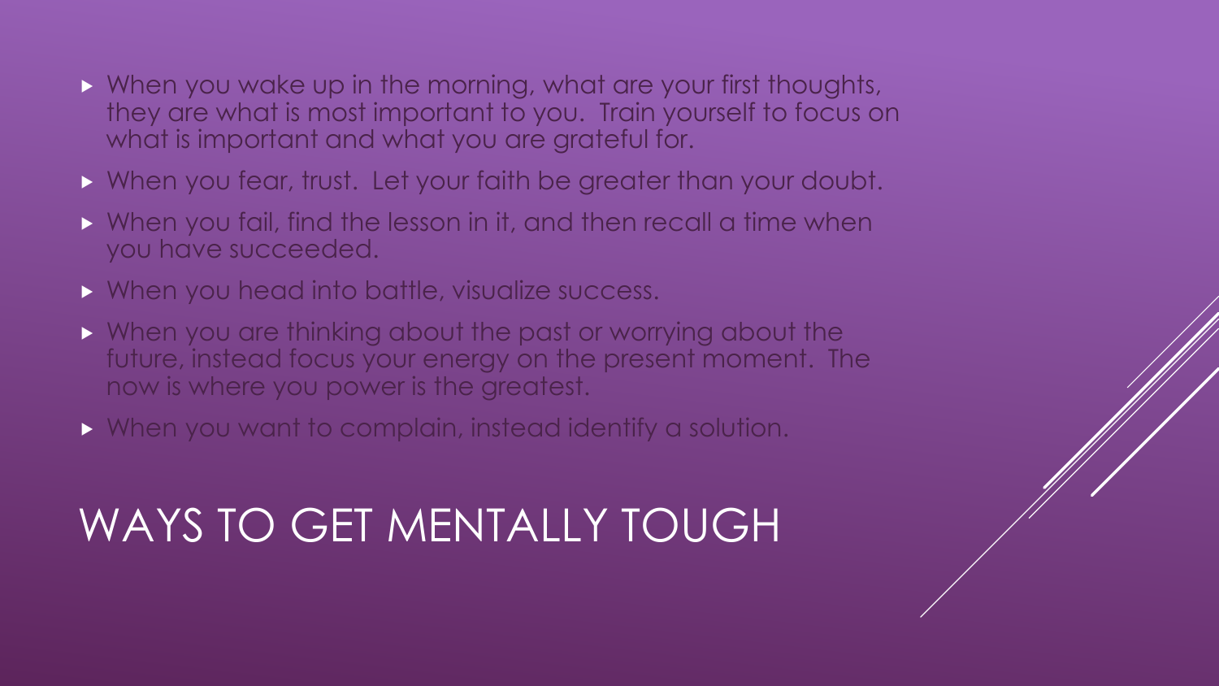- When you wake up in the morning, what are your first thoughts, they are what is most important to you. Train yourself to focus on what is important and what you are grateful for.
- When you fear, trust. Let your faith be greater than your doubt.
- When you fail, find the lesson in it, and then recall a time when you have succeeded.
- When you head into battle, visualize success.
- When you are thinking about the past or worrying about the future, instead focus your energy on the present moment. The now is where you power is the greatest.
- When you want to complain, instead identify a solution.

# WAYS TO GET MENTALLY TOUGH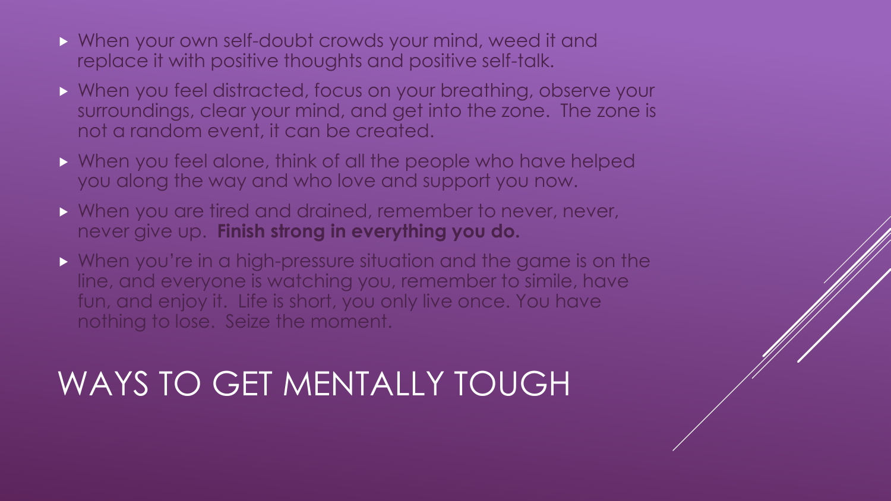- When your own self-doubt crowds your mind, weed it and replace it with positive thoughts and positive self-talk.
- When you feel distracted, focus on your breathing, observe your surroundings, clear your mind, and get into the zone. The zone is not a random event, it can be created.
- When you feel alone, think of all the people who have helped you along the way and who love and support you now.
- When you are tired and drained, remember to never, never, never give up. **Finish strong in everything you do.**
- When you're in a high-pressure situation and the game is on the line, and everyone is watching you, remember to simile, have fun, and enjoy it. Life is short, you only live once. You have nothing to lose. Seize the moment.

# WAYS TO GET MENTALLY TOUGH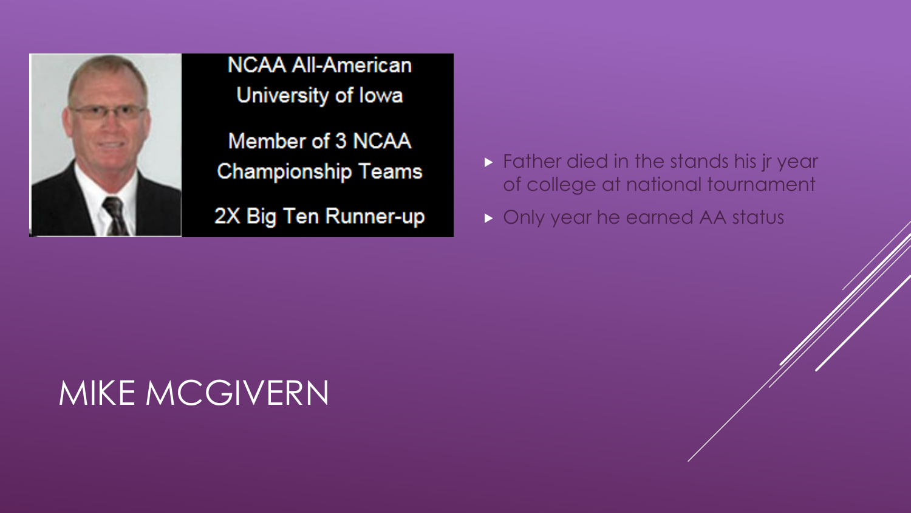# MIKE MCGIVERN

NCAA All-American
University of Iowa

Member of 3 NCAA Championship Teams

2X Big Ten Runner-up

- Father died in the stands his jr year of college at national tournament
- Only year he earned AA status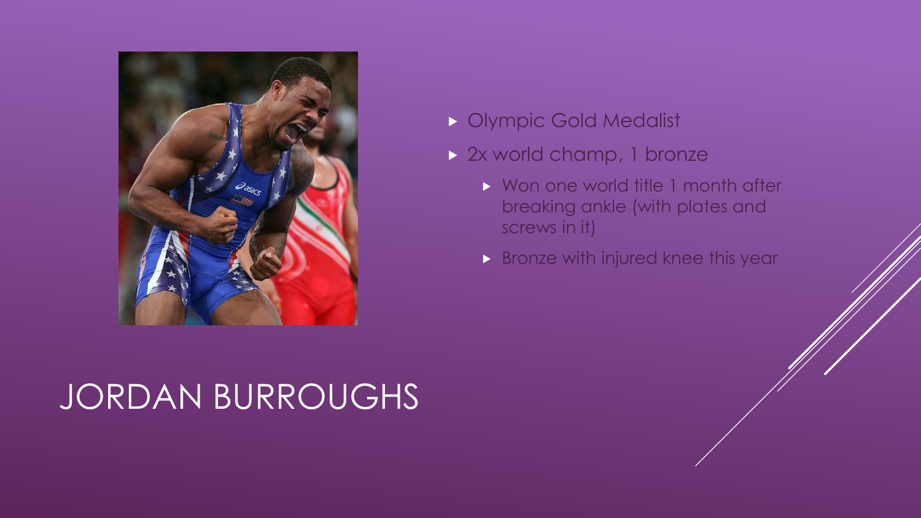# JORDAN BURROUGHS

- Olympic Gold Medalist
- 2x world champ, 1 bronze
  - Won one world title 1 month after breaking ankle (with plates and screws in it)
  - Bronze with injured knee this year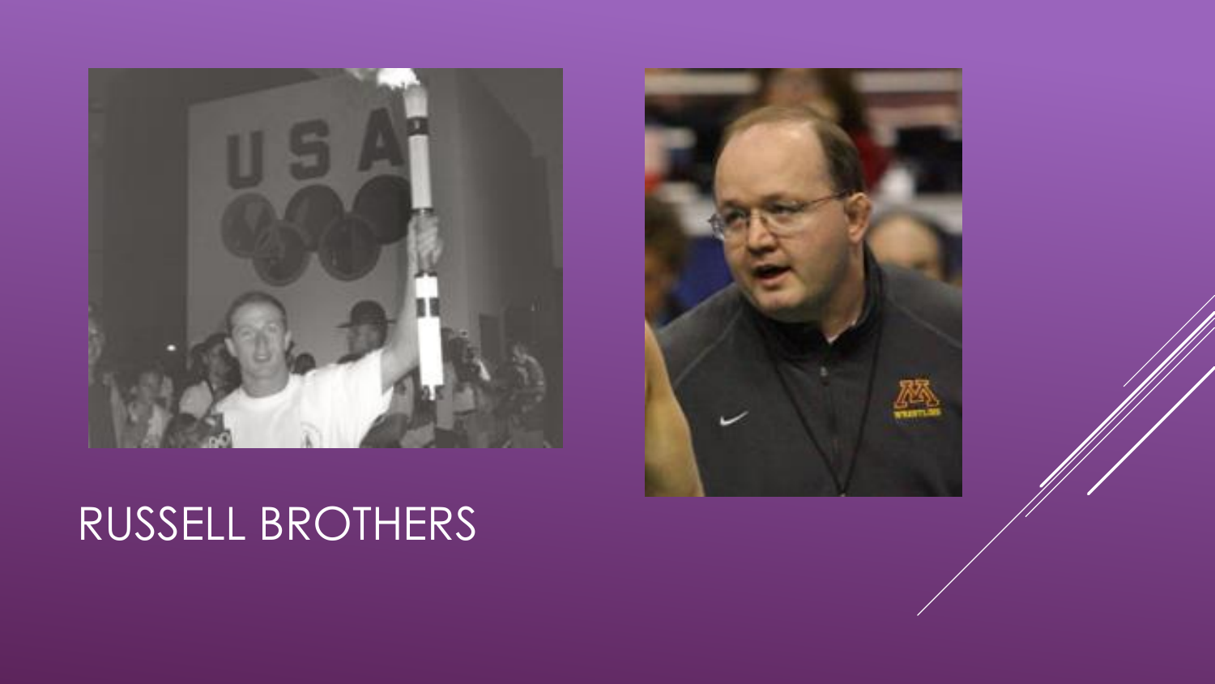# RUSSELL BROTHERS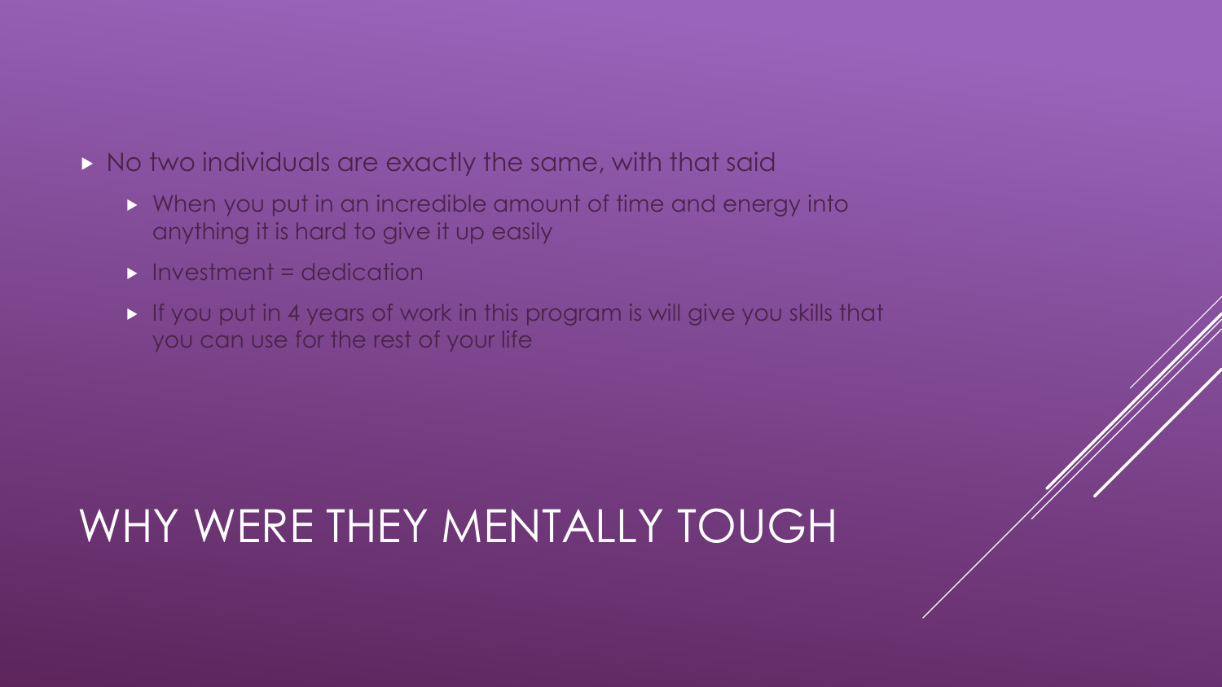- No two individuals are exactly the same, with that said
  - When you put in an incredible amount of time and energy into anything it is hard to give it up easily
  - Investment = dedication
  - If you put in 4 years of work in this program is will give you skills that you can use for the rest of your life

# WHY WERE THEY MENTALLY TOUGH